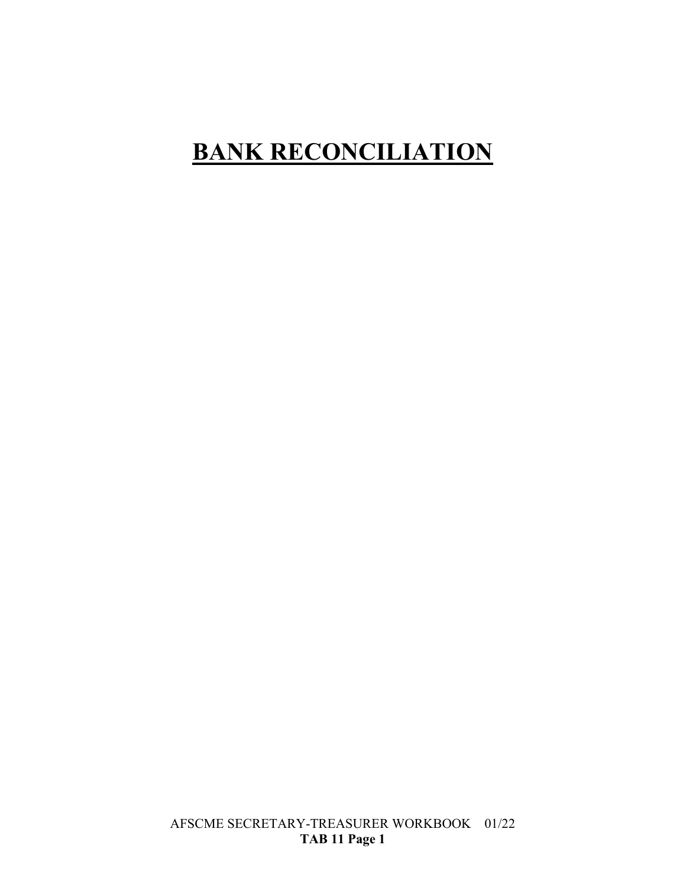# BANK RECONCILIATION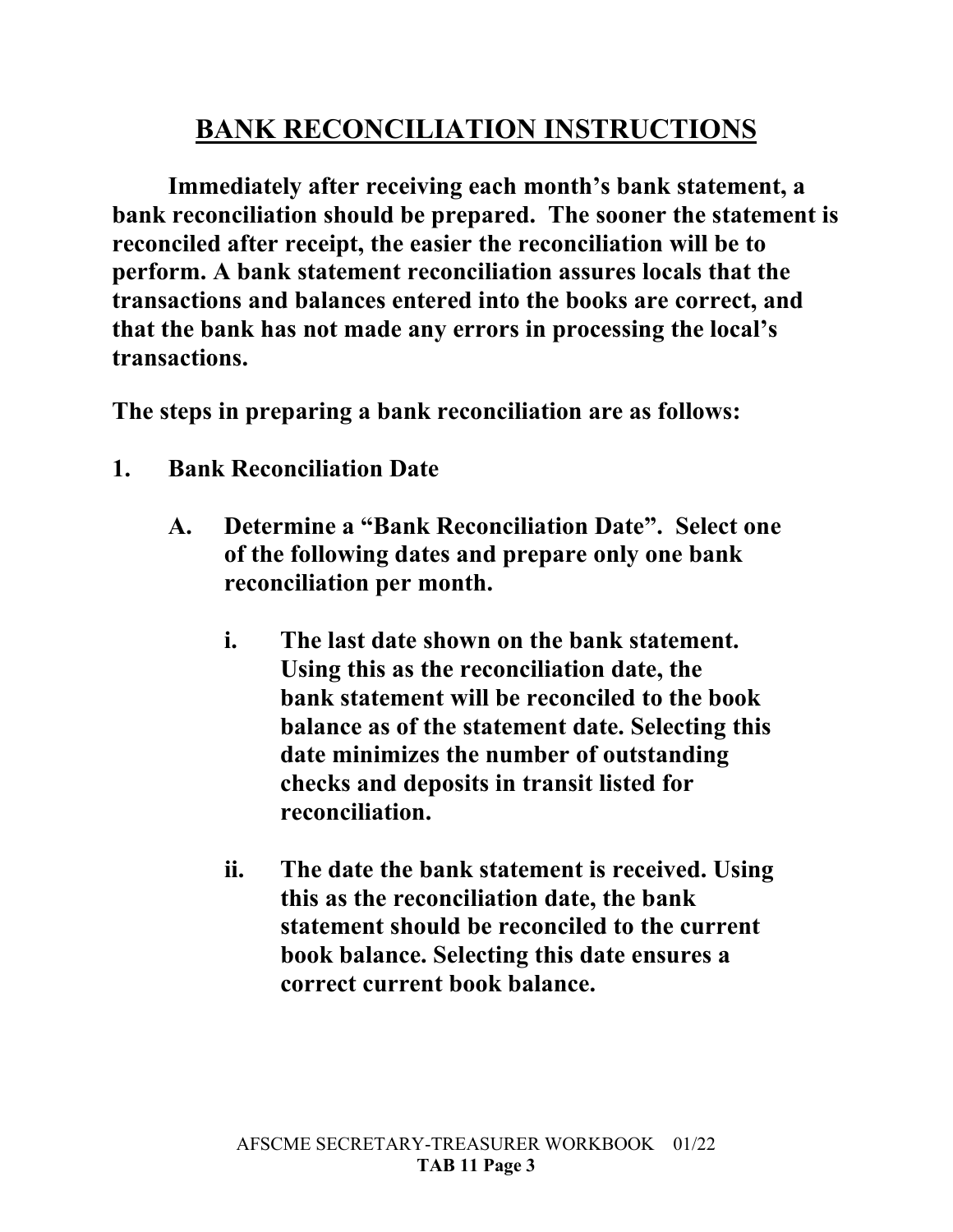# BANK RECONCILIATION INSTRUCTIONS

**Immediately after receiving each month's bank statement, a bank reconciliation should be prepared. The sooner the statement is reconciled after receipt, the easier the reconciliation will be to perform. A bank statement reconciliation assures locals that the transactions and balances entered into the books are correct, and that the bank has not made any errors in processing the local's transactions.**

**The steps in preparing a bank reconciliation are as follows:**

**1. Bank Reconciliation Date**

- **A. Determine a "Bank Reconciliation Date". Select one of the following dates and prepare only one bank reconciliation per month.**

  - **i. The last date shown on the bank statement. Using this as the reconciliation date, the bank statement will be reconciled to the book balance as of the statement date. Selecting this date minimizes the number of outstanding checks and deposits in transit listed for reconciliation.**

  - **ii. The date the bank statement is received. Using this as the reconciliation date, the bank statement should be reconciled to the current book balance. Selecting this date ensures a correct current book balance.**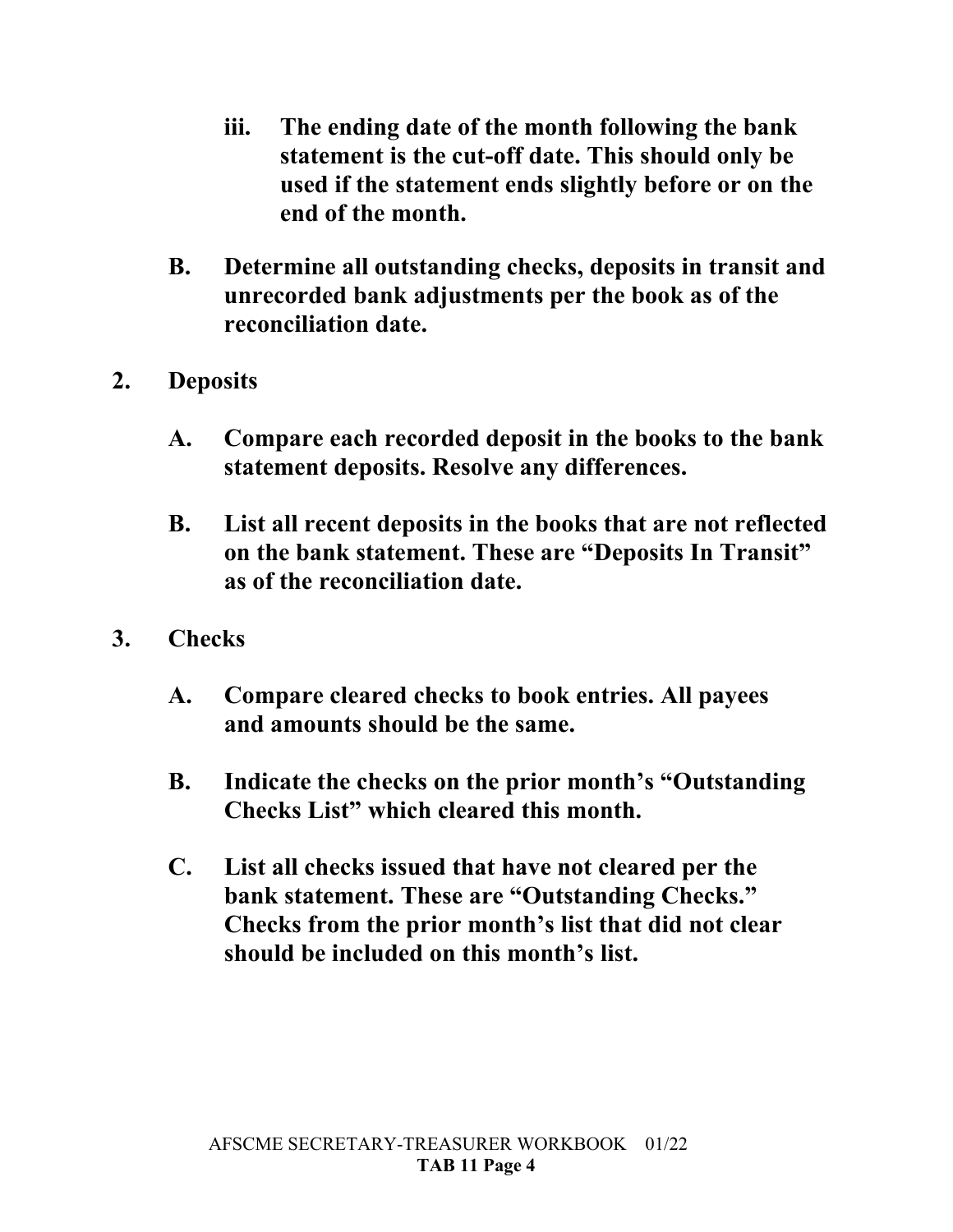iii. **The ending date of the month following the bank statement is the cut-off date. This should only be used if the statement ends slightly before or on the end of the month.**

**B. Determine all outstanding checks, deposits in transit and unrecorded bank adjustments per the book as of the reconciliation date.**

**2. Deposits**

**A. Compare each recorded deposit in the books to the bank statement deposits. Resolve any differences.**

**B. List all recent deposits in the books that are not reflected on the bank statement. These are "Deposits In Transit" as of the reconciliation date.**

**3. Checks**

**A. Compare cleared checks to book entries. All payees and amounts should be the same.**

**B. Indicate the checks on the prior month's "Outstanding Checks List" which cleared this month.**

**C. List all checks issued that have not cleared per the bank statement. These are "Outstanding Checks." Checks from the prior month's list that did not clear should be included on this month's list.**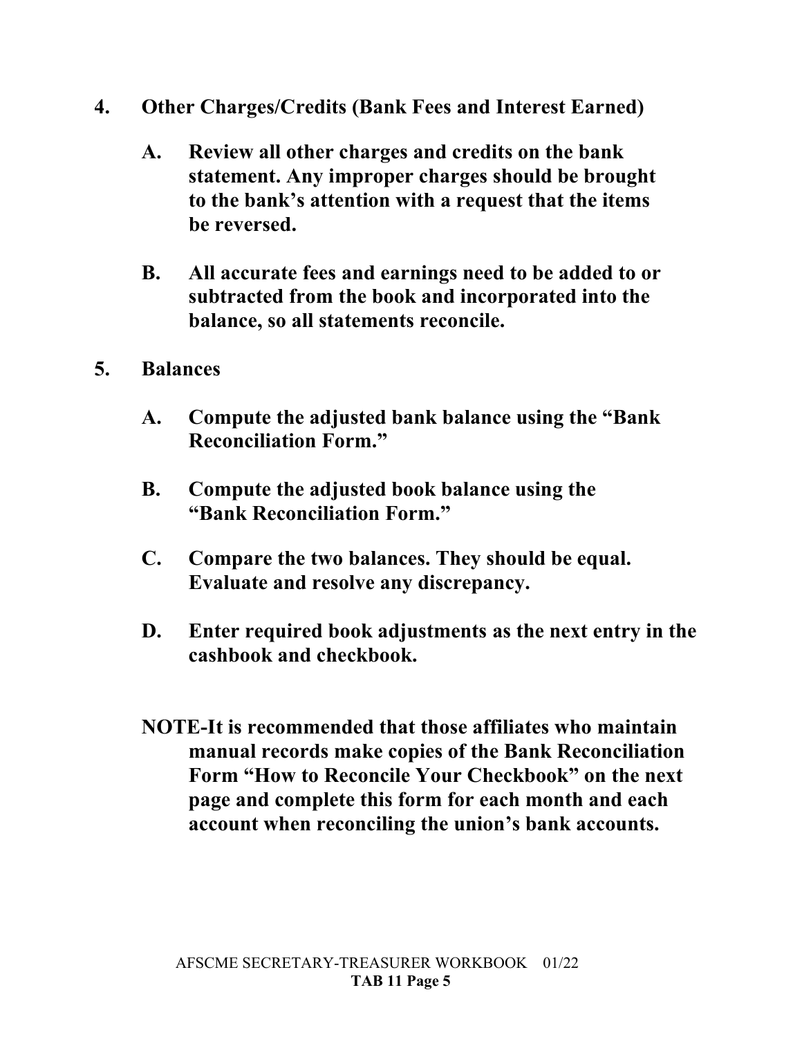## 4. Other Charges/Credits (Bank Fees and Interest Earned)

**A. Review all other charges and credits on the bank statement. Any improper charges should be brought to the bank's attention with a request that the items be reversed.**

**B. All accurate fees and earnings need to be added to or subtracted from the book and incorporated into the balance, so all statements reconcile.**

## 5. Balances

**A. Compute the adjusted bank balance using the "Bank Reconciliation Form."**

**B. Compute the adjusted book balance using the "Bank Reconciliation Form."**

**C. Compare the two balances. They should be equal. Evaluate and resolve any discrepancy.**

**D. Enter required book adjustments as the next entry in the cashbook and checkbook.**

**NOTE-It is recommended that those affiliates who maintain manual records make copies of the Bank Reconciliation Form "How to Reconcile Your Checkbook" on the next page and complete this form for each month and each account when reconciling the union's bank accounts.**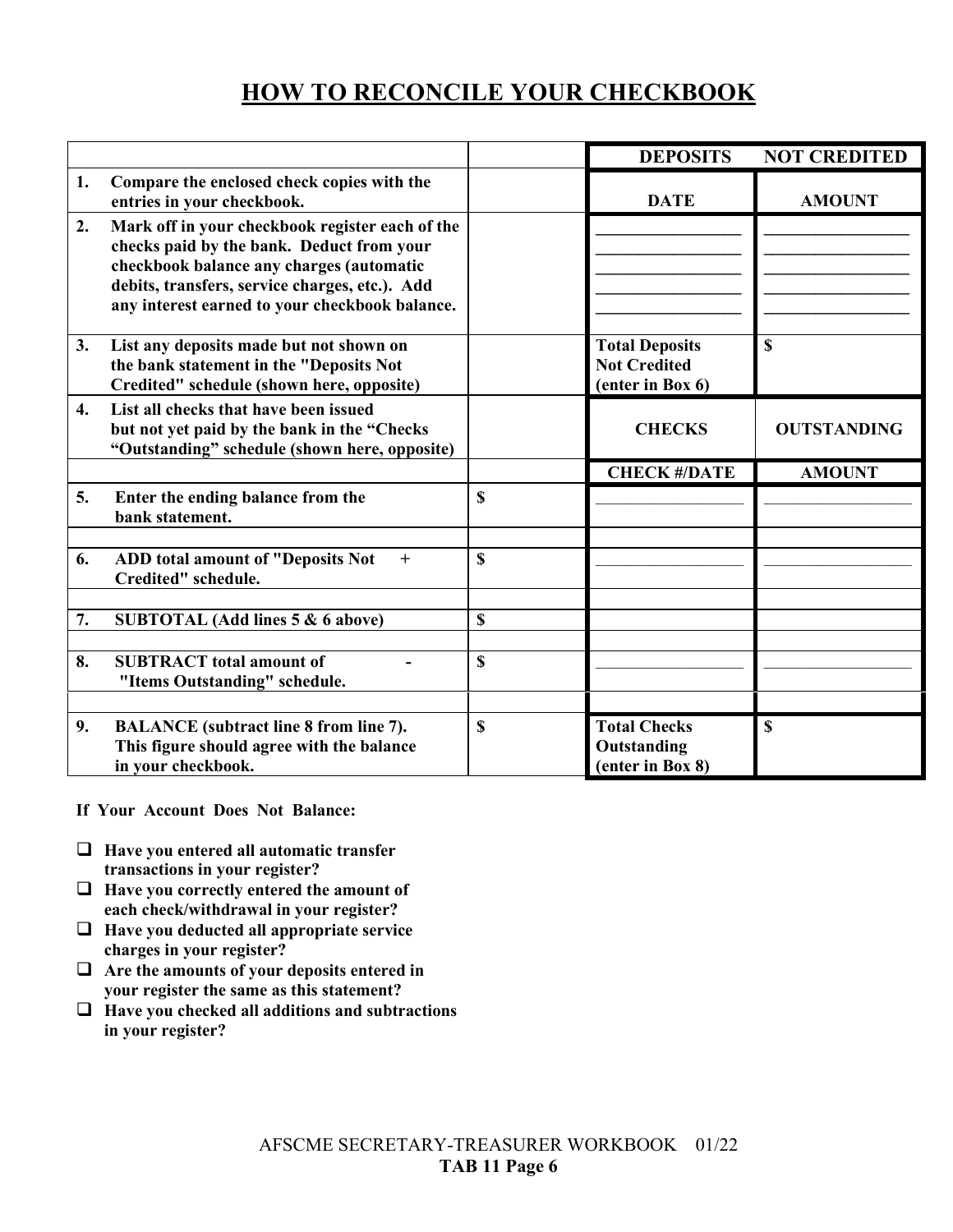# HOW TO RECONCILE YOUR CHECKBOOK

| | | | |
|---|---|---|---|
| | | **DEPOSITS** | **NOT CREDITED** |
| **1. Compare the enclosed check copies with the entries in your checkbook.** | | **DATE** | **AMOUNT** |
| **2. Mark off in your checkbook register each of the checks paid by the bank. Deduct from your checkbook balance any charges (automatic debits, transfers, service charges, etc.). Add any interest earned to your checkbook balance.** | | ________________ ________________ ________________ ________________ ________________ | ________________ ________________ ________________ ________________ ________________ |
| **3. List any deposits made but not shown on the bank statement in the "Deposits Not Credited" schedule (shown here, opposite)** | | **Total Deposits Not Credited (enter in Box 6)** | **$** |
| **4. List all checks that have been issued but not yet paid by the bank in the "Checks "Outstanding" schedule (shown here, opposite)** | | **CHECKS** | **OUTSTANDING** |
| | | **CHECK #/DATE** | **AMOUNT** |
| **5. Enter the ending balance from the bank statement.** | **$** | ________________ | ________________ |
| | | | |
| **6. ADD total amount of "Deposits Not + Credited" schedule.** | **$** | ________________ | ________________ |
| | | | |
| **7. SUBTOTAL (Add lines 5 & 6 above)** | **$** | | |
| | | | |
| **8. SUBTRACT total amount of - "Items Outstanding" schedule.** | **$** | ________________ | ________________ |
| | | | |
| **9. BALANCE (subtract line 8 from line 7). This figure should agree with the balance in your checkbook.** | **$** | **Total Checks Outstanding (enter in Box 8)** | **$** |

**If Your Account Does Not Balance:**

- ☐ **Have you entered all automatic transfer transactions in your register?**
- ☐ **Have you correctly entered the amount of each check/withdrawal in your register?**
- ☐ **Have you deducted all appropriate service charges in your register?**
- ☐ **Are the amounts of your deposits entered in your register the same as this statement?**
- ☐ **Have you checked all additions and subtractions in your register?**